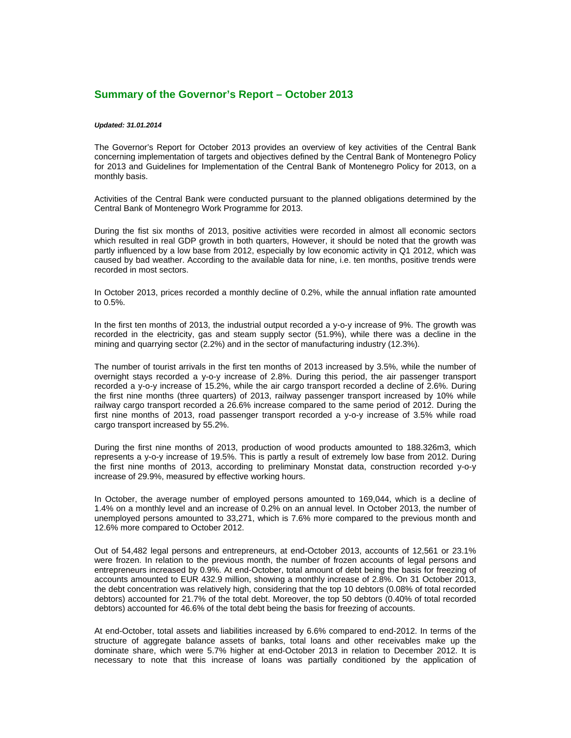## Summary of the Governor's Report – October 2013

***Updated: 31.01.2014***

The Governor's Report for October 2013 provides an overview of key activities of the Central Bank concerning implementation of targets and objectives defined by the Central Bank of Montenegro Policy for 2013 and Guidelines for Implementation of the Central Bank of Montenegro Policy for 2013, on a monthly basis.

Activities of the Central Bank were conducted pursuant to the planned obligations determined by the Central Bank of Montenegro Work Programme for 2013.

During the fist six months of 2013, positive activities were recorded in almost all economic sectors which resulted in real GDP growth in both quarters, However, it should be noted that the growth was partly influenced by a low base from 2012, especially by low economic activity in Q1 2012, which was caused by bad weather. According to the available data for nine, i.e. ten months, positive trends were recorded in most sectors.

In October 2013, prices recorded a monthly decline of 0.2%, while the annual inflation rate amounted to 0.5%.

In the first ten months of 2013, the industrial output recorded a y-o-y increase of 9%. The growth was recorded in the electricity, gas and steam supply sector (51.9%), while there was a decline in the mining and quarrying sector (2.2%) and in the sector of manufacturing industry (12.3%).

The number of tourist arrivals in the first ten months of 2013 increased by 3.5%, while the number of overnight stays recorded a y-o-y increase of 2.8%. During this period, the air passenger transport recorded a y-o-y increase of 15.2%, while the air cargo transport recorded a decline of 2.6%. During the first nine months (three quarters) of 2013, railway passenger transport increased by 10% while railway cargo transport recorded a 26.6% increase compared to the same period of 2012. During the first nine months of 2013, road passenger transport recorded a y-o-y increase of 3.5% while road cargo transport increased by 55.2%.

During the first nine months of 2013, production of wood products amounted to 188.326m3, which represents a y-o-y increase of 19.5%. This is partly a result of extremely low base from 2012. During the first nine months of 2013, according to preliminary Monstat data, construction recorded y-o-y increase of 29.9%, measured by effective working hours.

In October, the average number of employed persons amounted to 169,044, which is a decline of 1.4% on a monthly level and an increase of 0.2% on an annual level. In October 2013, the number of unemployed persons amounted to 33,271, which is 7.6% more compared to the previous month and 12.6% more compared to October 2012.

Out of 54,482 legal persons and entrepreneurs, at end-October 2013, accounts of 12,561 or 23.1% were frozen. In relation to the previous month, the number of frozen accounts of legal persons and entrepreneurs increased by 0.9%. At end-October, total amount of debt being the basis for freezing of accounts amounted to EUR 432.9 million, showing a monthly increase of 2.8%. On 31 October 2013, the debt concentration was relatively high, considering that the top 10 debtors (0.08% of total recorded debtors) accounted for 21.7% of the total debt. Moreover, the top 50 debtors (0.40% of total recorded debtors) accounted for 46.6% of the total debt being the basis for freezing of accounts.

At end-October, total assets and liabilities increased by 6.6% compared to end-2012. In terms of the structure of aggregate balance assets of banks, total loans and other receivables make up the dominate share, which were 5.7% higher at end-October 2013 in relation to December 2012. It is necessary to note that this increase of loans was partially conditioned by the application of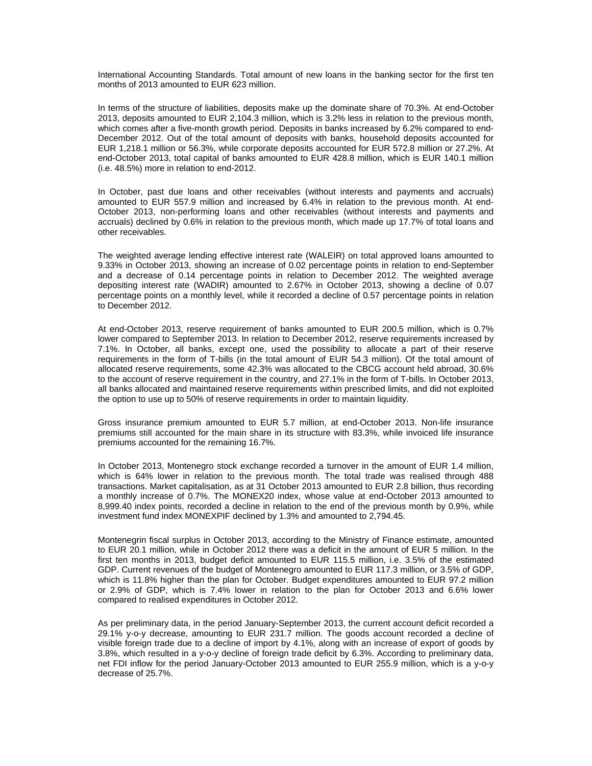International Accounting Standards. Total amount of new loans in the banking sector for the first ten months of 2013 amounted to EUR 623 million.

In terms of the structure of liabilities, deposits make up the dominate share of 70.3%. At end-October 2013, deposits amounted to EUR 2,104.3 million, which is 3.2% less in relation to the previous month, which comes after a five-month growth period. Deposits in banks increased by 6.2% compared to end-December 2012. Out of the total amount of deposits with banks, household deposits accounted for EUR 1,218.1 million or 56.3%, while corporate deposits accounted for EUR 572.8 million or 27.2%. At end-October 2013, total capital of banks amounted to EUR 428.8 million, which is EUR 140.1 million (i.e. 48.5%) more in relation to end-2012.

In October, past due loans and other receivables (without interests and payments and accruals) amounted to EUR 557.9 million and increased by 6.4% in relation to the previous month. At end-October 2013, non-performing loans and other receivables (without interests and payments and accruals) declined by 0.6% in relation to the previous month, which made up 17.7% of total loans and other receivables.

The weighted average lending effective interest rate (WALEIR) on total approved loans amounted to 9.33% in October 2013, showing an increase of 0.02 percentage points in relation to end-September and a decrease of 0.14 percentage points in relation to December 2012. The weighted average depositing interest rate (WADIR) amounted to 2.67% in October 2013, showing a decline of 0.07 percentage points on a monthly level, while it recorded a decline of 0.57 percentage points in relation to December 2012.

At end-October 2013, reserve requirement of banks amounted to EUR 200.5 million, which is 0.7% lower compared to September 2013. In relation to December 2012, reserve requirements increased by 7.1%. In October, all banks, except one, used the possibility to allocate a part of their reserve requirements in the form of T-bills (in the total amount of EUR 54.3 million). Of the total amount of allocated reserve requirements, some 42.3% was allocated to the CBCG account held abroad, 30.6% to the account of reserve requirement in the country, and 27.1% in the form of T-bills. In October 2013, all banks allocated and maintained reserve requirements within prescribed limits, and did not exploited the option to use up to 50% of reserve requirements in order to maintain liquidity.

Gross insurance premium amounted to EUR 5.7 million, at end-October 2013. Non-life insurance premiums still accounted for the main share in its structure with 83.3%, while invoiced life insurance premiums accounted for the remaining 16.7%.

In October 2013, Montenegro stock exchange recorded a turnover in the amount of EUR 1.4 million, which is 64% lower in relation to the previous month. The total trade was realised through 488 transactions. Market capitalisation, as at 31 October 2013 amounted to EUR 2.8 billion, thus recording a monthly increase of 0.7%. The MONEX20 index, whose value at end-October 2013 amounted to 8,999.40 index points, recorded a decline in relation to the end of the previous month by 0.9%, while investment fund index MONEXPIF declined by 1.3% and amounted to 2,794.45.

Montenegrin fiscal surplus in October 2013, according to the Ministry of Finance estimate, amounted to EUR 20.1 million, while in October 2012 there was a deficit in the amount of EUR 5 million. In the first ten months in 2013, budget deficit amounted to EUR 115.5 million, i.e. 3.5% of the estimated GDP. Current revenues of the budget of Montenegro amounted to EUR 117.3 million, or 3.5% of GDP, which is 11.8% higher than the plan for October. Budget expenditures amounted to EUR 97.2 million or 2.9% of GDP, which is 7.4% lower in relation to the plan for October 2013 and 6.6% lower compared to realised expenditures in October 2012.

As per preliminary data, in the period January-September 2013, the current account deficit recorded a 29.1% y-o-y decrease, amounting to EUR 231.7 million. The goods account recorded a decline of visible foreign trade due to a decline of import by 4.1%, along with an increase of export of goods by 3.8%, which resulted in a y-o-y decline of foreign trade deficit by 6.3%. According to preliminary data, net FDI inflow for the period January-October 2013 amounted to EUR 255.9 million, which is a y-o-y decrease of 25.7%.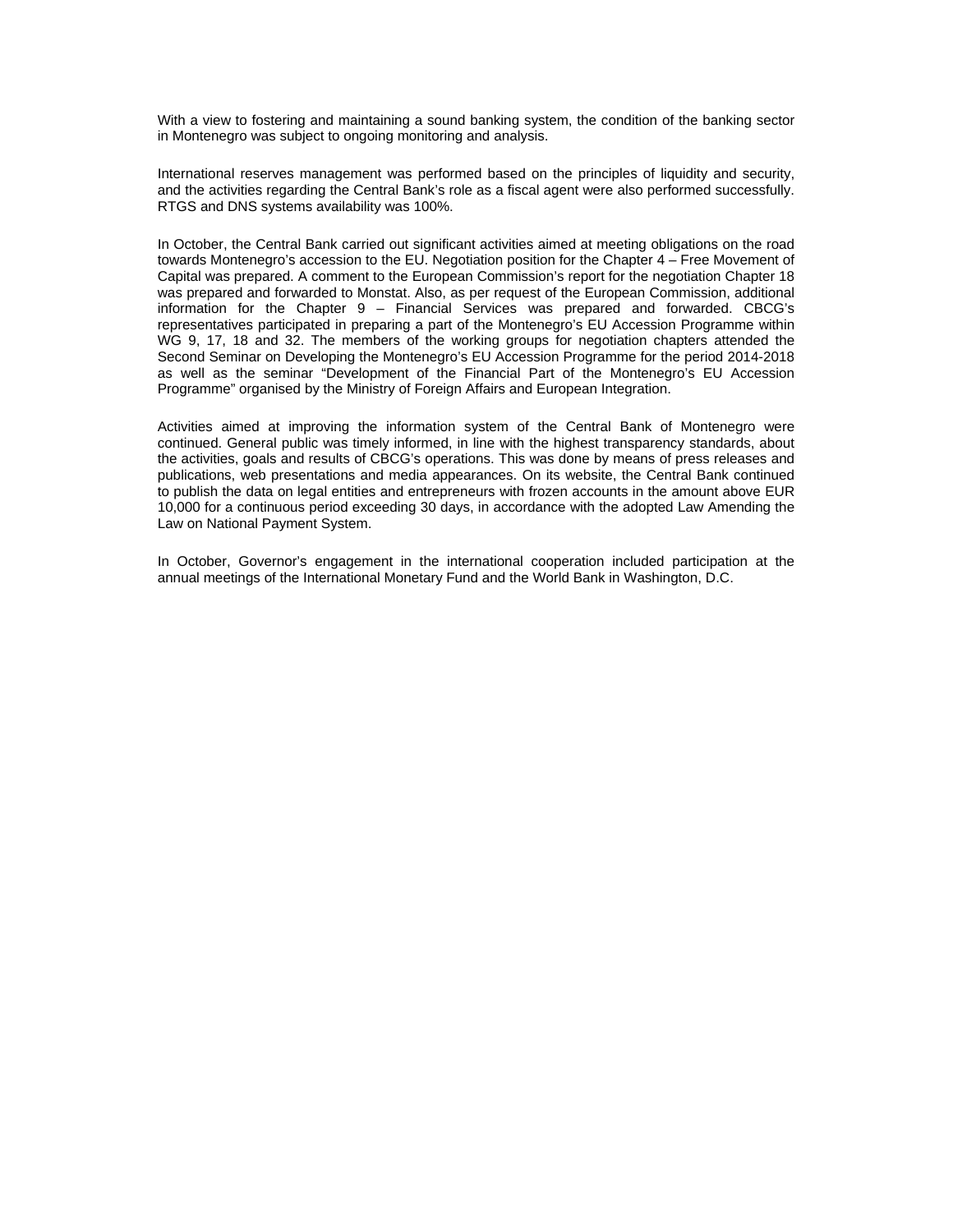With a view to fostering and maintaining a sound banking system, the condition of the banking sector in Montenegro was subject to ongoing monitoring and analysis.

International reserves management was performed based on the principles of liquidity and security, and the activities regarding the Central Bank's role as a fiscal agent were also performed successfully. RTGS and DNS systems availability was 100%.

In October, the Central Bank carried out significant activities aimed at meeting obligations on the road towards Montenegro's accession to the EU. Negotiation position for the Chapter 4 – Free Movement of Capital was prepared. A comment to the European Commission's report for the negotiation Chapter 18 was prepared and forwarded to Monstat. Also, as per request of the European Commission, additional information for the Chapter 9 – Financial Services was prepared and forwarded. CBCG's representatives participated in preparing a part of the Montenegro's EU Accession Programme within WG 9, 17, 18 and 32. The members of the working groups for negotiation chapters attended the Second Seminar on Developing the Montenegro's EU Accession Programme for the period 2014-2018 as well as the seminar "Development of the Financial Part of the Montenegro's EU Accession Programme" organised by the Ministry of Foreign Affairs and European Integration.

Activities aimed at improving the information system of the Central Bank of Montenegro were continued. General public was timely informed, in line with the highest transparency standards, about the activities, goals and results of CBCG's operations. This was done by means of press releases and publications, web presentations and media appearances. On its website, the Central Bank continued to publish the data on legal entities and entrepreneurs with frozen accounts in the amount above EUR 10,000 for a continuous period exceeding 30 days, in accordance with the adopted Law Amending the Law on National Payment System.

In October, Governor's engagement in the international cooperation included participation at the annual meetings of the International Monetary Fund and the World Bank in Washington, D.C.